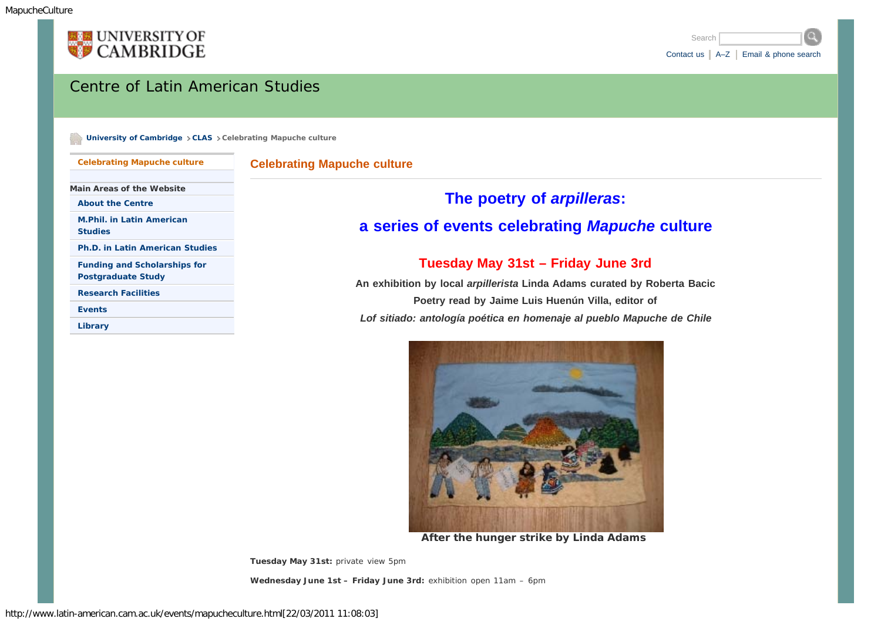University of Cambridge

Search

Contact us | A–Z | Email & phone search

# Centre of Latin American Studies

University of Cambridge > CLAS > Celebrating Mapuche culture

Celebrating Mapuche culture

Main Areas of the Website

- About the Centre
- M.Phil. in Latin American Studies
- Ph.D. in Latin American Studies
- Funding and Scholarships for Postgraduate Study
- Research Facilities
- Events
- Library

## Celebrating Mapuche culture

## The poetry of *arpilleras*:

## a series of events celebrating *Mapuche* culture

### Tuesday May 31st – Friday June 3rd

**An exhibition by local *arpillerista* Linda Adams curated by Roberta Bacic**

**Poetry read by Jaime Luis Huenún Villa, editor of**

***Lof sitiado: antología poética en homenaje al pueblo Mapuche de Chile***

**After the hunger strike by Linda Adams**

**Tuesday May 31st:** private view 5pm

**Wednesday June 1st – Friday June 3rd:** exhibition open 11am – 6pm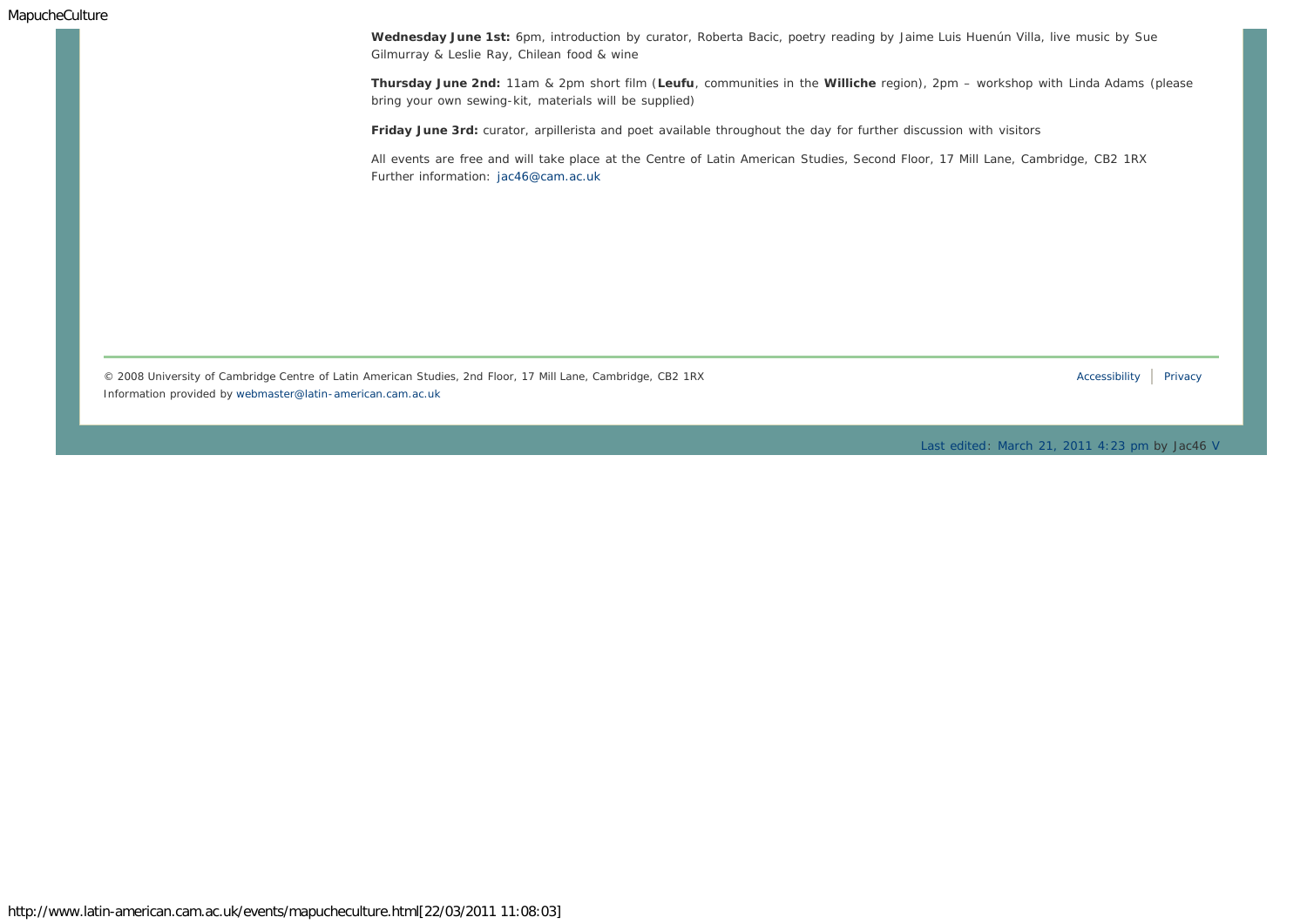**Wednesday June 1st:** 6pm, introduction by curator, Roberta Bacic, poetry reading by Jaime Luis Huenún Villa, live music by Sue Gilmurray & Leslie Ray, Chilean food & wine

**Thursday June 2nd:** 11am & 2pm short film (**Leufu**, communities in the **Williche** region), 2pm – workshop with Linda Adams (please bring your own sewing-kit, materials will be supplied)

**Friday June 3rd:** curator, arpillerista and poet available throughout the day for further discussion with visitors

All events are free and will take place at the Centre of Latin American Studies, Second Floor, 17 Mill Lane, Cambridge, CB2 1RX
Further information: jac46@cam.ac.uk

© 2008 University of Cambridge Centre of Latin American Studies, 2nd Floor, 17 Mill Lane, Cambridge, CB2 1RX
Information provided by webmaster@latin-american.cam.ac.uk

Accessibility | Privacy

Last edited: March 21, 2011 4:23 pm by Jac46 V